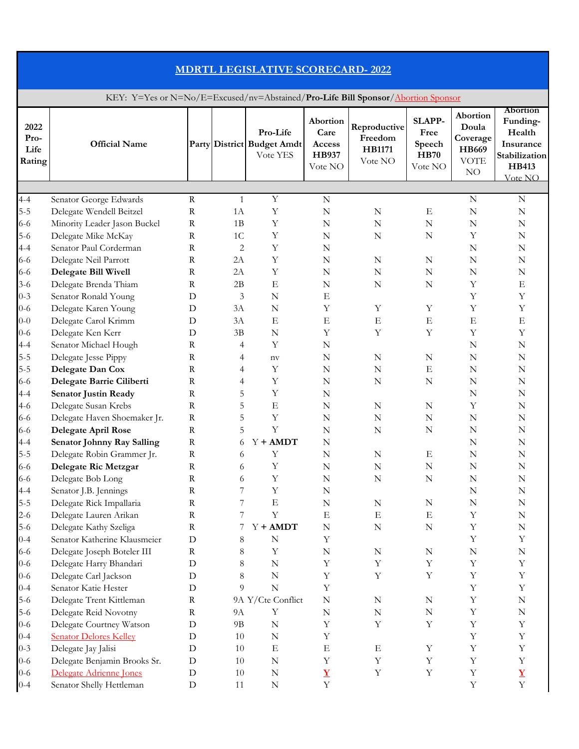# MDRTL LEGISLATIVE SCORECARD- 2022

KEY: Y=Yes or N=No/E=Excused/nv=Abstained/**Pro-Life Bill Sponsor**/Abortion Sponsor

| 2022 Pro-Life Rating | Official Name | Party | District | Pro-Life Budget Amdt Vote YES | Abortion Care Access HB937 Vote NO | Reproductive Freedom HB1171 Vote NO | SLAPP-Free Speech HB70 Vote NO | Abortion Doula Coverage HB669 VOTE NO | Abortion Funding- Health Insurance Stabilization HB413 Vote NO |
|---|---|---|---|---|---|---|---|---|---|
| 4-4 | Senator George Edwards | R | 1 | Y | N | | | N | N |
| 5-5 | Delegate Wendell Beitzel | R | 1A | Y | N | N | E | N | N |
| 6-6 | Minority Leader Jason Buckel | R | 1B | Y | N | N | N | N | N |
| 5-6 | Delegate Mike McKay | R | 1C | Y | N | N | N | Y | N |
| 4-4 | Senator Paul Corderman | R | 2 | Y | N | | | N | N |
| 6-6 | Delegate Neil Parrott | R | 2A | Y | N | N | N | N | N |
| 6-6 | **Delegate Bill Wivell** | R | 2A | Y | N | N | N | N | N |
| 3-6 | Delegate Brenda Thiam | R | 2B | E | N | N | N | Y | E |
| 0-3 | Senator Ronald Young | D | 3 | N | E | | | Y | Y |
| 0-6 | Delegate Karen Young | D | 3A | N | Y | Y | Y | Y | Y |
| 0-0 | Delegate Carol Krimm | D | 3A | E | E | E | E | E | E |
| 0-6 | Delegate Ken Kerr | D | 3B | N | Y | Y | Y | Y | Y |
| 4-4 | Senator Michael Hough | R | 4 | Y | N | | | N | N |
| 5-5 | Delegate Jesse Pippy | R | 4 | nv | N | N | N | N | N |
| 5-5 | **Delegate Dan Cox** | R | 4 | Y | N | N | E | N | N |
| 6-6 | **Delegate Barrie Ciliberti** | R | 4 | Y | N | N | N | N | N |
| 4-4 | **Senator Justin Ready** | R | 5 | Y | N | | | N | N |
| 4-6 | Delegate Susan Krebs | R | 5 | E | N | N | N | Y | N |
| 6-6 | Delegate Haven Shoemaker Jr. | R | 5 | Y | N | N | N | N | N |
| 6-6 | **Delegate April Rose** | R | 5 | Y | N | N | N | N | N |
| 4-4 | **Senator Johnny Ray Salling** | R | 6 | Y **+ AMDT** | N | | | N | N |
| 5-5 | Delegate Robin Grammer Jr. | R | 6 | Y | N | N | E | N | N |
| 6-6 | **Delegate Ric Metzgar** | R | 6 | Y | N | N | N | N | N |
| 6-6 | Delegate Bob Long | R | 6 | Y | N | N | N | N | N |
| 4-4 | Senator J.B. Jennings | R | 7 | Y | N | | | N | N |
| 5-5 | Delegate Rick Impallaria | R | 7 | E | N | N | N | N | N |
| 2-6 | Delegate Lauren Arikan | R | 7 | Y | E | E | E | Y | N |
| 5-6 | Delegate Kathy Szeliga | R | 7 | Y **+ AMDT** | N | N | N | Y | N |
| 0-4 | Senator Katherine Klausmeier | D | 8 | N | Y | | | Y | Y |
| 6-6 | Delegate Joseph Boteler III | R | 8 | Y | N | N | N | N | N |
| 0-6 | Delegate Harry Bhandari | D | 8 | N | Y | Y | Y | Y | Y |
| 0-6 | Delegate Carl Jackson | D | 8 | N | Y | Y | Y | Y | Y |
| 0-4 | Senator Katie Hester | D | 9 | N | Y | | | Y | Y |
| 5-6 | Delegate Trent Kittleman | R | 9A | Y/Cte Conflict | N | N | N | Y | N |
| 5-6 | Delegate Reid Novotny | R | 9A | Y | N | N | N | Y | N |
| 0-6 | Delegate Courtney Watson | D | 9B | N | Y | Y | Y | Y | Y |
| 0-4 | Senator Delores Kelley | D | 10 | N | Y | | | Y | Y |
| 0-3 | Delegate Jay Jalisi | D | 10 | E | E | E | Y | Y | Y |
| 0-6 | Delegate Benjamin Brooks Sr. | D | 10 | N | Y | Y | Y | Y | Y |
| 0-6 | Delegate Adrienne Jones | D | 10 | N | **Y** | Y | Y | Y | **Y** |
| 0-4 | Senator Shelly Hettleman | D | 11 | N | Y | | | Y | Y |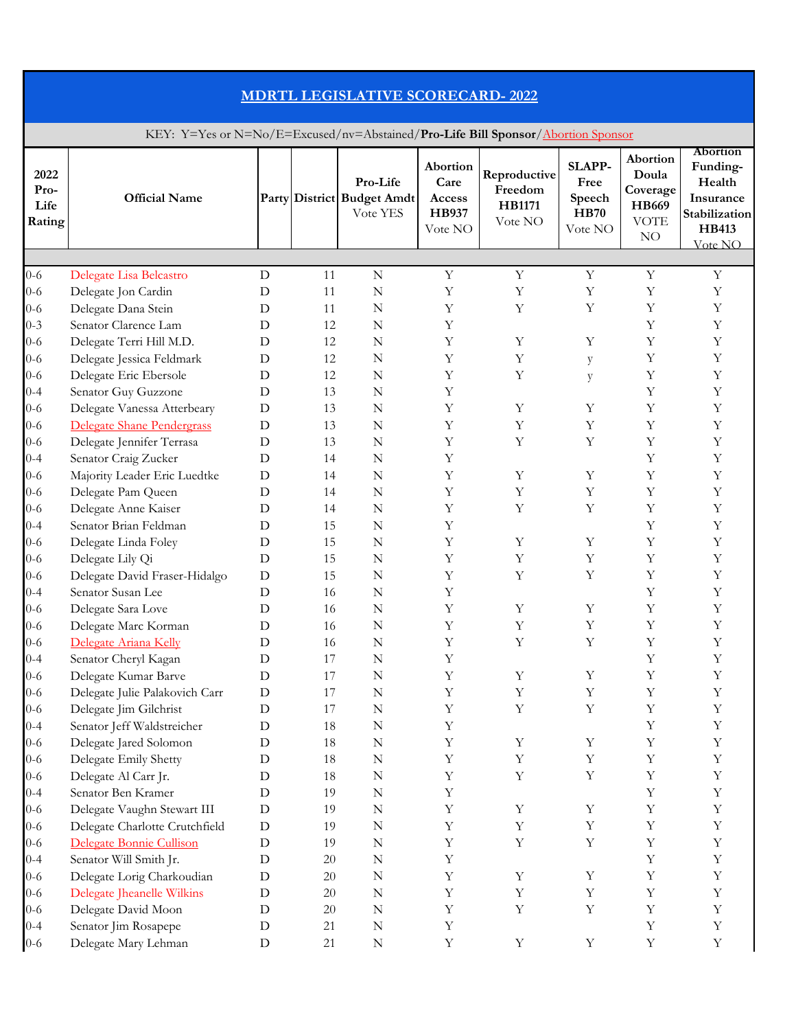# MDRTL LEGISLATIVE SCORECARD- 2022

KEY: Y=Yes or N=No/E=Excused/nv=Abstained/**Pro-Life Bill Sponsor**/Abortion Sponsor

| 2022 Pro-Life Rating | Official Name | Party | District | Pro-Life Budget Amdt Vote YES | Abortion Care Access HB937 Vote NO | Reproductive Freedom HB1171 Vote NO | SLAPP-Free Speech HB70 Vote NO | Abortion Doula Coverage HB669 VOTE NO | Abortion Funding-Health Insurance Stabilization HB413 Vote NO |
|---|---|---|---|---|---|---|---|---|---|
| 0-6 | Delegate Lisa Belcastro | D | 11 | N | Y | Y | Y | Y | Y |
| 0-6 | Delegate Jon Cardin | D | 11 | N | Y | Y | Y | Y | Y |
| 0-6 | Delegate Dana Stein | D | 11 | N | Y | Y | Y | Y | Y |
| 0-3 | Senator Clarence Lam | D | 12 | N | Y | | | Y | Y |
| 0-6 | Delegate Terri Hill M.D. | D | 12 | N | Y | Y | Y | Y | Y |
| 0-6 | Delegate Jessica Feldmark | D | 12 | N | Y | Y | y | Y | Y |
| 0-6 | Delegate Eric Ebersole | D | 12 | N | Y | Y | y | Y | Y |
| 0-4 | Senator Guy Guzzone | D | 13 | N | Y | | | Y | Y |
| 0-6 | Delegate Vanessa Atterbeary | D | 13 | N | Y | Y | Y | Y | Y |
| 0-6 | Delegate Shane Pendergrass | D | 13 | N | Y | Y | Y | Y | Y |
| 0-6 | Delegate Jennifer Terrasa | D | 13 | N | Y | Y | Y | Y | Y |
| 0-4 | Senator Craig Zucker | D | 14 | N | Y | | | Y | Y |
| 0-6 | Majority Leader Eric Luedtke | D | 14 | N | Y | Y | Y | Y | Y |
| 0-6 | Delegate Pam Queen | D | 14 | N | Y | Y | Y | Y | Y |
| 0-6 | Delegate Anne Kaiser | D | 14 | N | Y | Y | Y | Y | Y |
| 0-4 | Senator Brian Feldman | D | 15 | N | Y | | | Y | Y |
| 0-6 | Delegate Linda Foley | D | 15 | N | Y | Y | Y | Y | Y |
| 0-6 | Delegate Lily Qi | D | 15 | N | Y | Y | Y | Y | Y |
| 0-6 | Delegate David Fraser-Hidalgo | D | 15 | N | Y | Y | Y | Y | Y |
| 0-4 | Senator Susan Lee | D | 16 | N | Y | | | Y | Y |
| 0-6 | Delegate Sara Love | D | 16 | N | Y | Y | Y | Y | Y |
| 0-6 | Delegate Marc Korman | D | 16 | N | Y | Y | Y | Y | Y |
| 0-6 | Delegate Ariana Kelly | D | 16 | N | Y | Y | Y | Y | Y |
| 0-4 | Senator Cheryl Kagan | D | 17 | N | Y | | | Y | Y |
| 0-6 | Delegate Kumar Barve | D | 17 | N | Y | Y | Y | Y | Y |
| 0-6 | Delegate Julie Palakovich Carr | D | 17 | N | Y | Y | Y | Y | Y |
| 0-6 | Delegate Jim Gilchrist | D | 17 | N | Y | Y | Y | Y | Y |
| 0-4 | Senator Jeff Waldstreicher | D | 18 | N | Y | | | Y | Y |
| 0-6 | Delegate Jared Solomon | D | 18 | N | Y | Y | Y | Y | Y |
| 0-6 | Delegate Emily Shetty | D | 18 | N | Y | Y | Y | Y | Y |
| 0-6 | Delegate Al Carr Jr. | D | 18 | N | Y | Y | Y | Y | Y |
| 0-4 | Senator Ben Kramer | D | 19 | N | Y | | | Y | Y |
| 0-6 | Delegate Vaughn Stewart III | D | 19 | N | Y | Y | Y | Y | Y |
| 0-6 | Delegate Charlotte Crutchfield | D | 19 | N | Y | Y | Y | Y | Y |
| 0-6 | Delegate Bonnie Cullison | D | 19 | N | Y | Y | Y | Y | Y |
| 0-4 | Senator Will Smith Jr. | D | 20 | N | Y | | | Y | Y |
| 0-6 | Delegate Lorig Charkoudian | D | 20 | N | Y | Y | Y | Y | Y |
| 0-6 | Delegate Jheanelle Wilkins | D | 20 | N | Y | Y | Y | Y | Y |
| 0-6 | Delegate David Moon | D | 20 | N | Y | Y | Y | Y | Y |
| 0-4 | Senator Jim Rosapepe | D | 21 | N | Y | | | Y | Y |
| 0-6 | Delegate Mary Lehman | D | 21 | N | Y | Y | Y | Y | Y |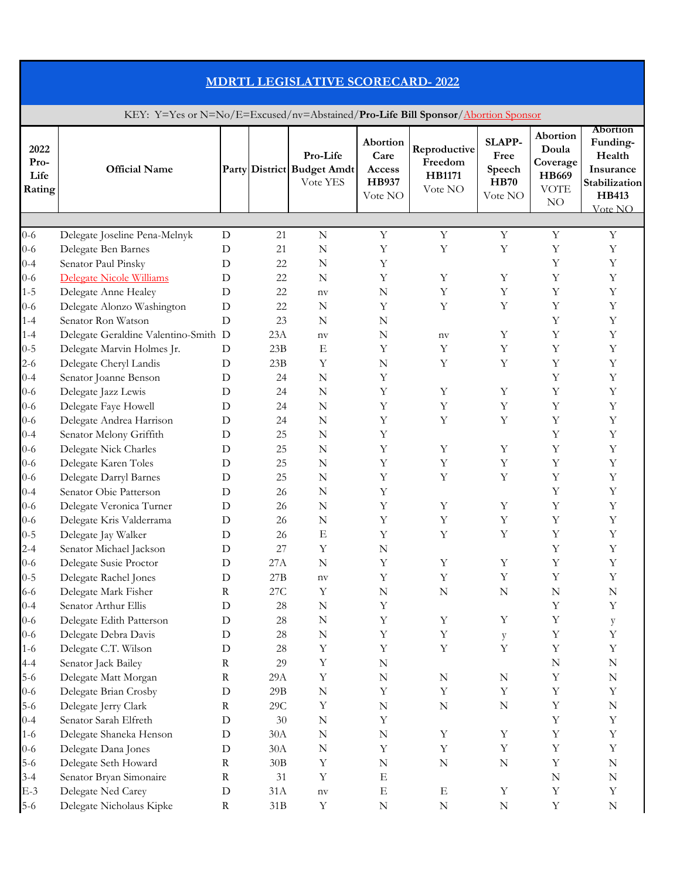# MDRTL LEGISLATIVE SCORECARD- 2022

KEY: Y=Yes or N=No/E=Excused/nv=Abstained/**Pro-Life Bill Sponsor**/Abortion Sponsor

| 2022 Pro-Life Rating | Official Name | Party | District | Pro-Life Budget Amdt Vote YES | Abortion Care Access HB937 Vote NO | Reproductive Freedom HB1171 Vote NO | SLAPP-Free Speech HB70 Vote NO | Abortion Doula Coverage HB669 VOTE NO | Abortion Funding-Health Insurance Stabilization HB413 Vote NO |
|---|---|---|---|---|---|---|---|---|---|
| 0-6 | Delegate Joseline Pena-Melnyk | D | 21 | N | Y | Y | Y | Y | Y |
| 0-6 | Delegate Ben Barnes | D | 21 | N | Y | Y | Y | Y | Y |
| 0-4 | Senator Paul Pinsky | D | 22 | N | Y | | | Y | Y |
| 0-6 | Delegate Nicole Williams | D | 22 | N | Y | Y | Y | Y | Y |
| 1-5 | Delegate Anne Healey | D | 22 | nv | N | Y | Y | Y | Y |
| 0-6 | Delegate Alonzo Washington | D | 22 | N | Y | Y | Y | Y | Y |
| 1-4 | Senator Ron Watson | D | 23 | N | N | | | Y | Y |
| 1-4 | Delegate Geraldine Valentino-Smith | D | 23A | nv | N | nv | Y | Y | Y |
| 0-5 | Delegate Marvin Holmes Jr. | D | 23B | E | Y | Y | Y | Y | Y |
| 2-6 | Delegate Cheryl Landis | D | 23B | Y | N | Y | Y | Y | Y |
| 0-4 | Senator Joanne Benson | D | 24 | N | Y | | | Y | Y |
| 0-6 | Delegate Jazz Lewis | D | 24 | N | Y | Y | Y | Y | Y |
| 0-6 | Delegate Faye Howell | D | 24 | N | Y | Y | Y | Y | Y |
| 0-6 | Delegate Andrea Harrison | D | 24 | N | Y | Y | Y | Y | Y |
| 0-4 | Senator Melony Griffith | D | 25 | N | Y | | | Y | Y |
| 0-6 | Delegate Nick Charles | D | 25 | N | Y | Y | Y | Y | Y |
| 0-6 | Delegate Karen Toles | D | 25 | N | Y | Y | Y | Y | Y |
| 0-6 | Delegate Darryl Barnes | D | 25 | N | Y | Y | Y | Y | Y |
| 0-4 | Senator Obie Patterson | D | 26 | N | Y | | | Y | Y |
| 0-6 | Delegate Veronica Turner | D | 26 | N | Y | Y | Y | Y | Y |
| 0-6 | Delegate Kris Valderrama | D | 26 | N | Y | Y | Y | Y | Y |
| 0-5 | Delegate Jay Walker | D | 26 | E | Y | Y | Y | Y | Y |
| 2-4 | Senator Michael Jackson | D | 27 | Y | N | | | Y | Y |
| 0-6 | Delegate Susie Proctor | D | 27A | N | Y | Y | Y | Y | Y |
| 0-5 | Delegate Rachel Jones | D | 27B | nv | Y | Y | Y | Y | Y |
| 6-6 | Delegate Mark Fisher | R | 27C | Y | N | N | N | N | N |
| 0-4 | Senator Arthur Ellis | D | 28 | N | Y | | | Y | Y |
| 0-6 | Delegate Edith Patterson | D | 28 | N | Y | Y | Y | Y | y |
| 0-6 | Delegate Debra Davis | D | 28 | N | Y | Y | y | Y | Y |
| 1-6 | Delegate C.T. Wilson | D | 28 | Y | Y | Y | Y | Y | Y |
| 4-4 | Senator Jack Bailey | R | 29 | Y | N | | | N | N |
| 5-6 | Delegate Matt Morgan | R | 29A | Y | N | N | N | Y | N |
| 0-6 | Delegate Brian Crosby | D | 29B | N | Y | Y | Y | Y | Y |
| 5-6 | Delegate Jerry Clark | R | 29C | Y | N | N | N | Y | N |
| 0-4 | Senator Sarah Elfreth | D | 30 | N | Y | | | Y | Y |
| 1-6 | Delegate Shaneka Henson | D | 30A | N | N | Y | Y | Y | Y |
| 0-6 | Delegate Dana Jones | D | 30A | N | Y | Y | Y | Y | Y |
| 5-6 | Delegate Seth Howard | R | 30B | Y | N | N | N | Y | N |
| 3-4 | Senator Bryan Simonaire | R | 31 | Y | E | | | N | N |
| E-3 | Delegate Ned Carey | D | 31A | nv | E | E | Y | Y | Y |
| 5-6 | Delegate Nicholaus Kipke | R | 31B | Y | N | N | N | Y | N |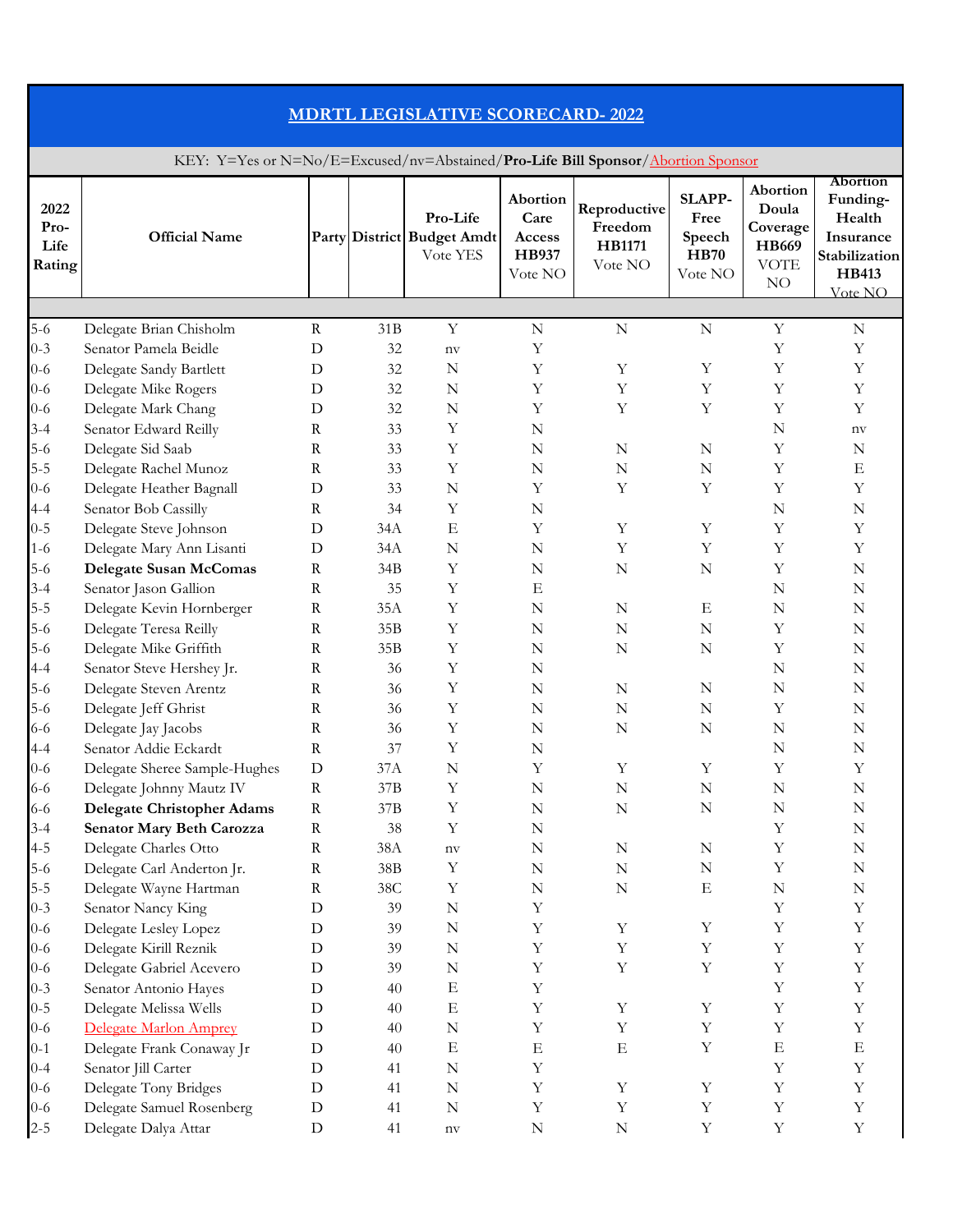## MDRTL LEGISLATIVE SCORECARD- 2022

KEY: Y=Yes or N=No/E=Excused/nv=Abstained/**Pro-Life Bill Sponsor**/Abortion Sponsor

| 2022 Pro-Life Rating | Official Name | Party | District | Pro-Life Budget Amdt Vote YES | Abortion Care Access HB937 Vote NO | Reproductive Freedom HB1171 Vote NO | SLAPP-Free Speech HB70 Vote NO | Abortion Doula Coverage HB669 VOTE NO | Abortion Funding-Health Insurance Stabilization HB413 Vote NO |
|---|---|---|---|---|---|---|---|---|---|
| 5-6 | Delegate Brian Chisholm | R | 31B | Y | N | N | N | Y | N |
| 0-3 | Senator Pamela Beidle | D | 32 | nv | Y | | | Y | Y |
| 0-6 | Delegate Sandy Bartlett | D | 32 | N | Y | Y | Y | Y | Y |
| 0-6 | Delegate Mike Rogers | D | 32 | N | Y | Y | Y | Y | Y |
| 0-6 | Delegate Mark Chang | D | 32 | N | Y | Y | Y | Y | Y |
| 3-4 | Senator Edward Reilly | R | 33 | Y | N | | | N | nv |
| 5-6 | Delegate Sid Saab | R | 33 | Y | N | N | N | Y | N |
| 5-5 | Delegate Rachel Munoz | R | 33 | Y | N | N | N | Y | E |
| 0-6 | Delegate Heather Bagnall | D | 33 | N | Y | Y | Y | Y | Y |
| 4-4 | Senator Bob Cassilly | R | 34 | Y | N | | | N | N |
| 0-5 | Delegate Steve Johnson | D | 34A | E | Y | Y | Y | Y | Y |
| 1-6 | Delegate Mary Ann Lisanti | D | 34A | N | N | Y | Y | Y | Y |
| 5-6 | **Delegate Susan McComas** | R | 34B | Y | N | N | N | Y | N |
| 3-4 | Senator Jason Gallion | R | 35 | Y | E | | | N | N |
| 5-5 | Delegate Kevin Hornberger | R | 35A | Y | N | N | E | N | N |
| 5-6 | Delegate Teresa Reilly | R | 35B | Y | N | N | N | Y | N |
| 5-6 | Delegate Mike Griffith | R | 35B | Y | N | N | N | Y | N |
| 4-4 | Senator Steve Hershey Jr. | R | 36 | Y | N | | | N | N |
| 5-6 | Delegate Steven Arentz | R | 36 | Y | N | N | N | N | N |
| 5-6 | Delegate Jeff Ghrist | R | 36 | Y | N | N | N | Y | N |
| 6-6 | Delegate Jay Jacobs | R | 36 | Y | N | N | N | N | N |
| 4-4 | Senator Addie Eckardt | R | 37 | Y | N | | | N | N |
| 0-6 | Delegate Sheree Sample-Hughes | D | 37A | N | Y | Y | Y | Y | Y |
| 6-6 | Delegate Johnny Mautz IV | R | 37B | Y | N | N | N | N | N |
| 6-6 | **Delegate Christopher Adams** | R | 37B | Y | N | N | N | N | N |
| 3-4 | **Senator Mary Beth Carozza** | R | 38 | Y | N | | | Y | N |
| 4-5 | Delegate Charles Otto | R | 38A | nv | N | N | N | Y | N |
| 5-6 | Delegate Carl Anderton Jr. | R | 38B | Y | N | N | N | Y | N |
| 5-5 | Delegate Wayne Hartman | R | 38C | Y | N | N | E | N | N |
| 0-3 | Senator Nancy King | D | 39 | N | Y | | | Y | Y |
| 0-6 | Delegate Lesley Lopez | D | 39 | N | Y | Y | Y | Y | Y |
| 0-6 | Delegate Kirill Reznik | D | 39 | N | Y | Y | Y | Y | Y |
| 0-6 | Delegate Gabriel Acevero | D | 39 | N | Y | Y | Y | Y | Y |
| 0-3 | Senator Antonio Hayes | D | 40 | E | Y | | | Y | Y |
| 0-5 | Delegate Melissa Wells | D | 40 | E | Y | Y | Y | Y | Y |
| 0-6 | Delegate Marlon Amprey | D | 40 | N | Y | Y | Y | Y | Y |
| 0-1 | Delegate Frank Conaway Jr | D | 40 | E | E | E | Y | E | E |
| 0-4 | Senator Jill Carter | D | 41 | N | Y | | | Y | Y |
| 0-6 | Delegate Tony Bridges | D | 41 | N | Y | Y | Y | Y | Y |
| 0-6 | Delegate Samuel Rosenberg | D | 41 | N | Y | Y | Y | Y | Y |
| 2-5 | Delegate Dalya Attar | D | 41 | nv | N | N | Y | Y | Y |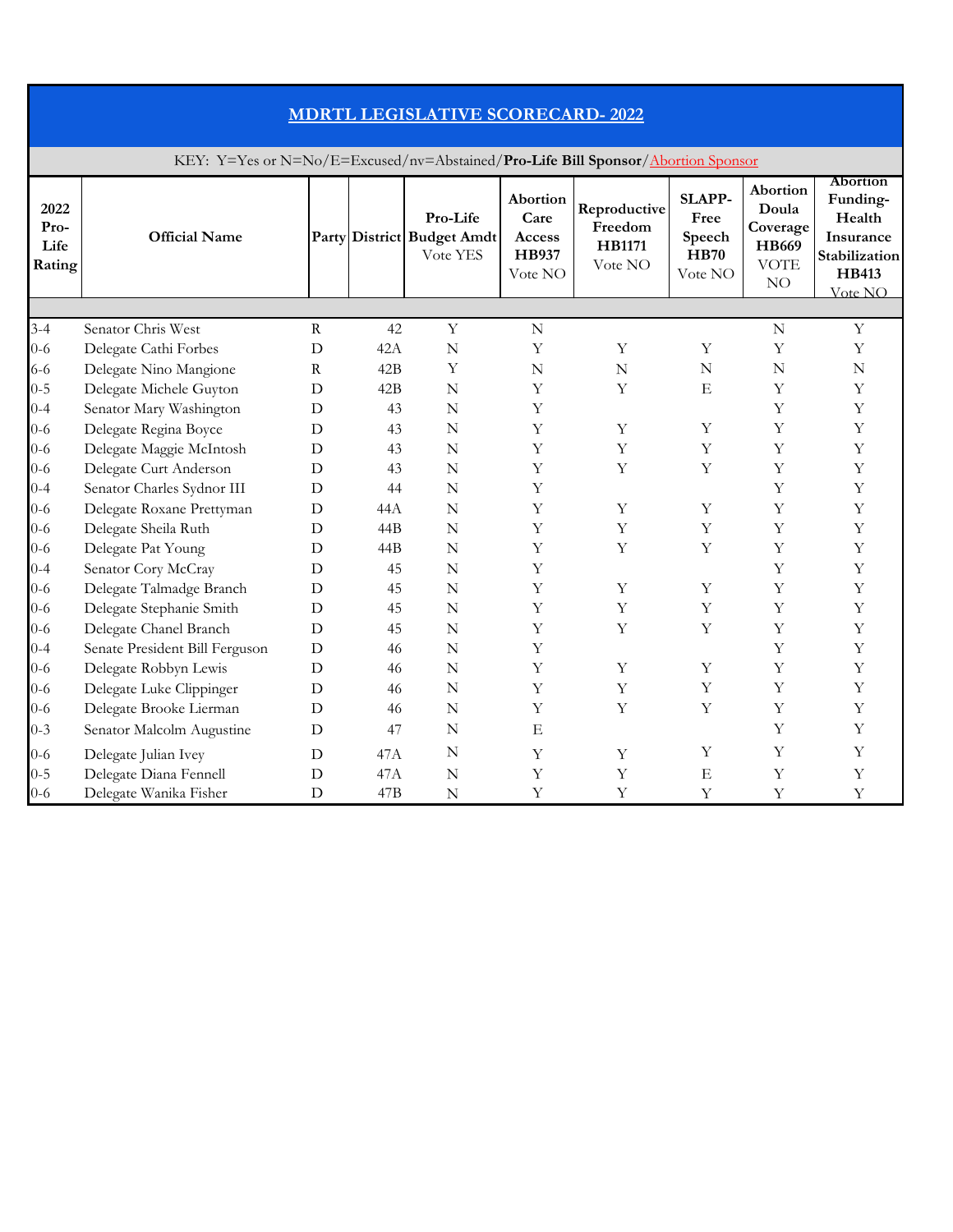# MDRTL LEGISLATIVE SCORECARD- 2022

KEY: Y=Yes or N=No/E=Excused/nv=Abstained/**Pro-Life Bill Sponsor**/Abortion Sponsor

| 2022 Pro-Life Rating | Official Name | Party | District | Pro-Life Budget Amdt Vote YES | Abortion Care Access HB937 Vote NO | Reproductive Freedom HB1171 Vote NO | SLAPP-Free Speech HB70 Vote NO | Abortion Doula Coverage HB669 VOTE NO | Abortion Funding-Health Insurance Stabilization HB413 Vote NO |
|---|---|---|---|---|---|---|---|---|---|
| 3-4 | Senator Chris West | R | 42 | Y | N | | | N | Y |
| 0-6 | Delegate Cathi Forbes | D | 42A | N | Y | Y | Y | Y | Y |
| 6-6 | Delegate Nino Mangione | R | 42B | Y | N | N | N | N | N |
| 0-5 | Delegate Michele Guyton | D | 42B | N | Y | Y | E | Y | Y |
| 0-4 | Senator Mary Washington | D | 43 | N | Y | | | Y | Y |
| 0-6 | Delegate Regina Boyce | D | 43 | N | Y | Y | Y | Y | Y |
| 0-6 | Delegate Maggie McIntosh | D | 43 | N | Y | Y | Y | Y | Y |
| 0-6 | Delegate Curt Anderson | D | 43 | N | Y | Y | Y | Y | Y |
| 0-4 | Senator Charles Sydnor III | D | 44 | N | Y | | | Y | Y |
| 0-6 | Delegate Roxane Prettyman | D | 44A | N | Y | Y | Y | Y | Y |
| 0-6 | Delegate Sheila Ruth | D | 44B | N | Y | Y | Y | Y | Y |
| 0-6 | Delegate Pat Young | D | 44B | N | Y | Y | Y | Y | Y |
| 0-4 | Senator Cory McCray | D | 45 | N | Y | | | Y | Y |
| 0-6 | Delegate Talmadge Branch | D | 45 | N | Y | Y | Y | Y | Y |
| 0-6 | Delegate Stephanie Smith | D | 45 | N | Y | Y | Y | Y | Y |
| 0-6 | Delegate Chanel Branch | D | 45 | N | Y | Y | Y | Y | Y |
| 0-4 | Senate President Bill Ferguson | D | 46 | N | Y | | | Y | Y |
| 0-6 | Delegate Robbyn Lewis | D | 46 | N | Y | Y | Y | Y | Y |
| 0-6 | Delegate Luke Clippinger | D | 46 | N | Y | Y | Y | Y | Y |
| 0-6 | Delegate Brooke Lierman | D | 46 | N | Y | Y | Y | Y | Y |
| 0-3 | Senator Malcolm Augustine | D | 47 | N | E | | | Y | Y |
| 0-6 | Delegate Julian Ivey | D | 47A | N | Y | Y | Y | Y | Y |
| 0-5 | Delegate Diana Fennell | D | 47A | N | Y | Y | E | Y | Y |
| 0-6 | Delegate Wanika Fisher | D | 47B | N | Y | Y | Y | Y | Y |